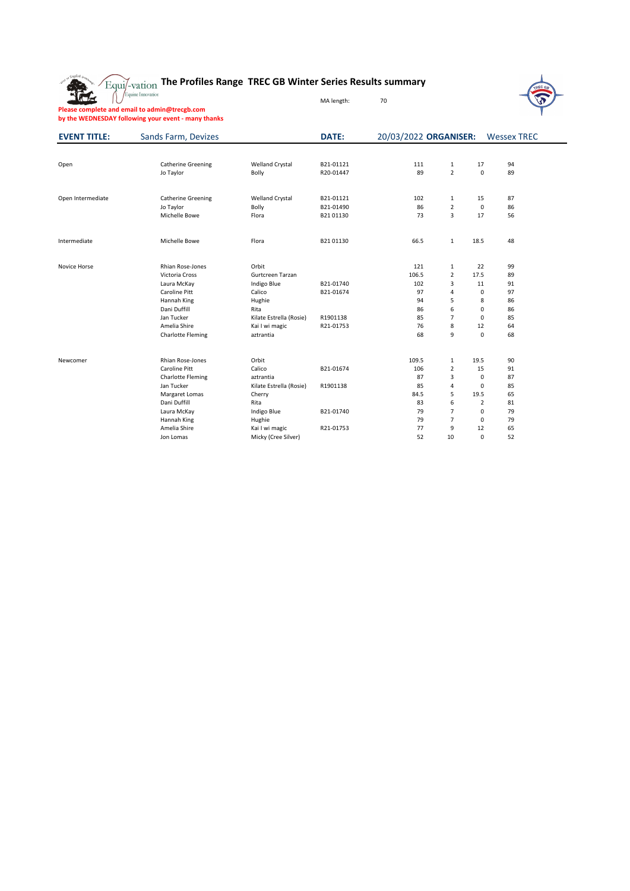# The Profiles Range TREC GB Winter Series Results summary

MA length: 70

**Please complete and email to admin@trecgb.com by the WEDNESDAY following your event - many thanks**

**EVENT TITLE:** Sands Farm, Devizes **DATE:** 20/03/2022 **ORGANISER:** Wessex TREC

| Class | Rider | Horse | Number | | | | |
|---|---|---|---|---|---|---|---|
| Open | Catherine Greening | Welland Crystal | B21-01121 | 111 | 1 | 17 | 94 |
| | Jo Taylor | Bolly | R20-01447 | 89 | 2 | 0 | 89 |
| Open Intermediate | Catherine Greening | Welland Crystal | B21-01121 | 102 | 1 | 15 | 87 |
| | Jo Taylor | Bolly | B21-01490 | 86 | 2 | 0 | 86 |
| | Michelle Bowe | Flora | B21 01130 | 73 | 3 | 17 | 56 |
| Intermediate | Michelle Bowe | Flora | B21 01130 | 66.5 | 1 | 18.5 | 48 |
| Novice Horse | Rhian Rose-Jones | Orbit | | 121 | 1 | 22 | 99 |
| | Victoria Cross | Gurtcreen Tarzan | | 106.5 | 2 | 17.5 | 89 |
| | Laura McKay | Indigo Blue | B21-01740 | 102 | 3 | 11 | 91 |
| | Caroline Pitt | Calico | B21-01674 | 97 | 4 | 0 | 97 |
| | Hannah King | Hughie | | 94 | 5 | 8 | 86 |
| | Dani Duffill | Rita | | 86 | 6 | 0 | 86 |
| | Jan Tucker | Kilate Estrella (Rosie) | R1901138 | 85 | 7 | 0 | 85 |
| | Amelia Shire | Kai I wi magic | R21-01753 | 76 | 8 | 12 | 64 |
| | Charlotte Fleming | aztrantia | | 68 | 9 | 0 | 68 |
| Newcomer | Rhian Rose-Jones | Orbit | | 109.5 | 1 | 19.5 | 90 |
| | Caroline Pitt | Calico | B21-01674 | 106 | 2 | 15 | 91 |
| | Charlotte Fleming | aztrantia | | 87 | 3 | 0 | 87 |
| | Jan Tucker | Kilate Estrella (Rosie) | R1901138 | 85 | 4 | 0 | 85 |
| | Margaret Lomas | Cherry | | 84.5 | 5 | 19.5 | 65 |
| | Dani Duffill | Rita | | 83 | 6 | 2 | 81 |
| | Laura McKay | Indigo Blue | B21-01740 | 79 | 7 | 0 | 79 |
| | Hannah King | Hughie | | 79 | 7 | 0 | 79 |
| | Amelia Shire | Kai I wi magic | R21-01753 | 77 | 9 | 12 | 65 |
| | Jon Lomas | Micky (Cree Silver) | | 52 | 10 | 0 | 52 |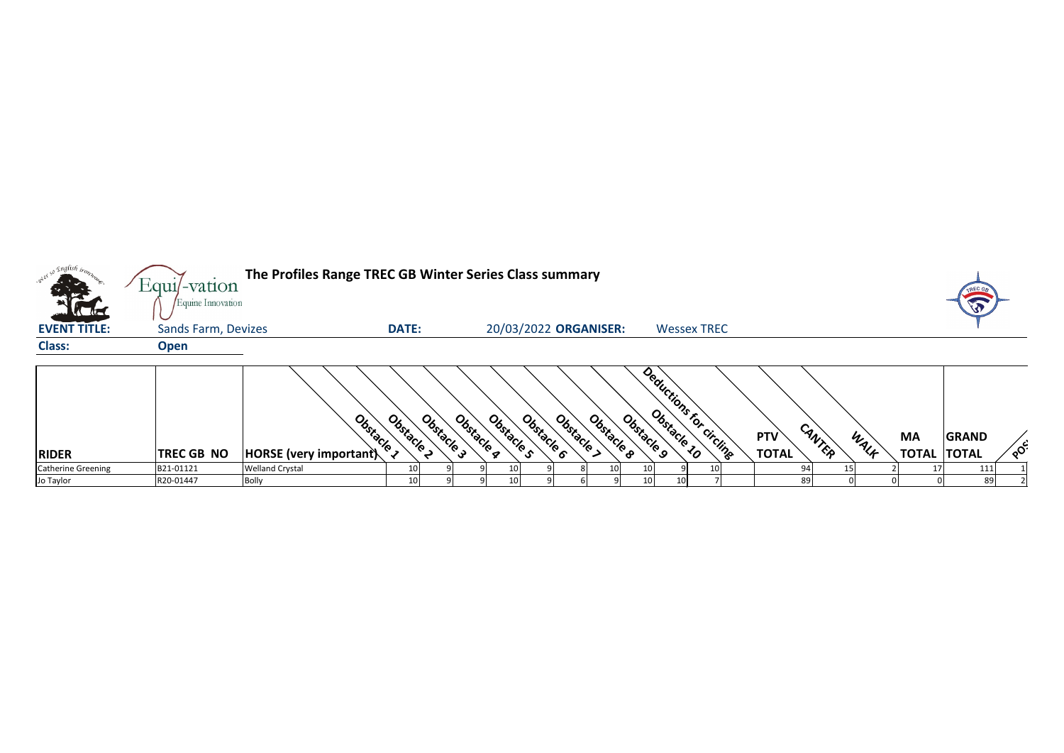# The Profiles Range TREC GB Winter Series Class summary

**EVENT TITLE:** Sands Farm, Devizes **DATE:** 20/03/2022 **ORGANISER:** Wessex TREC

**Class:** Open

| RIDER | TREC GB NO | HORSE (very important) | Obstacle 1 | Obstacle 2 | Obstacle 3 | Obstacle 4 | Obstacle 5 | Obstacle 6 | Obstacle 7 | Obstacle 8 | Obstacle 9 | Obstacle 10 | Deductions for circling | PTV TOTAL | CANTER | WALK | MA TOTAL | GRAND TOTAL | POS |
|---|---|---|---|---|---|---|---|---|---|---|---|---|---|---|---|---|---|---|---|
| Catherine Greening | B21-01121 | Welland Crystal | 10 | 9 | 9 | 10 | 9 | 8 | 10 | 10 | 9 | 10 | | 94 | 15 | 2 | 17 | 111 | 1 |
| Jo Taylor | R20-01447 | Bolly | 10 | 9 | 9 | 10 | 9 | 6 | 9 | 10 | 10 | 7 | | 89 | 0 | 0 | 0 | 89 | 2 |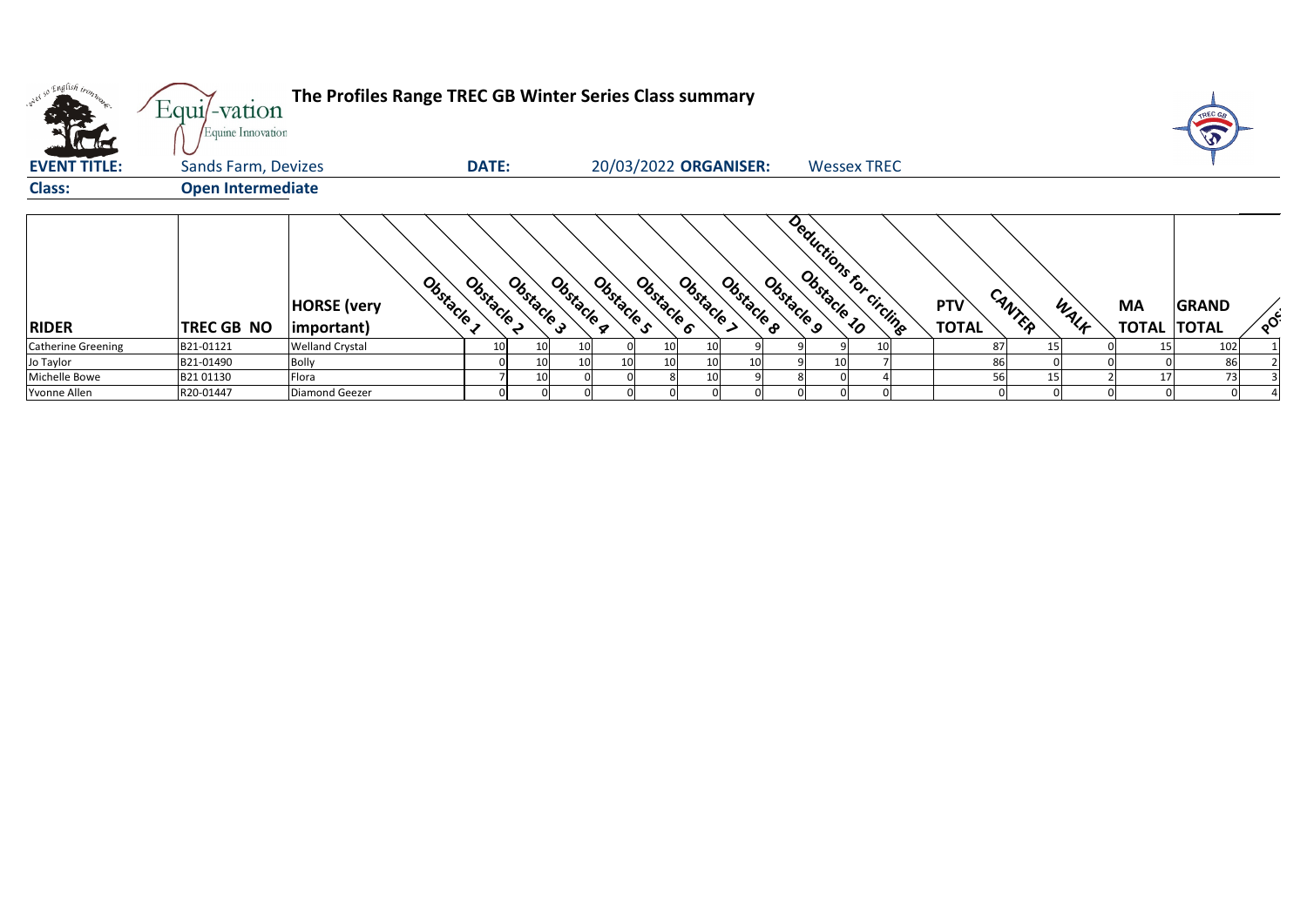# The Profiles Range TREC GB Winter Series Class summary

**EVENT TITLE:** Sands Farm, Devizes **DATE:** 20/03/2022 **ORGANISER:** Wessex TREC

**Class:** **Open Intermediate**

| RIDER | TREC GB NO | HORSE (very important) | Obstacle 1 | Obstacle 2 | Obstacle 3 | Obstacle 4 | Obstacle 5 | Obstacle 6 | Obstacle 7 | Obstacle 8 | Obstacle 9 | Obstacle 10 | Deductions for circling | PTV TOTAL | CANTER | WALK | MA TOTAL | GRAND TOTAL | POS |
|---|---|---|---|---|---|---|---|---|---|---|---|---|---|---|---|---|---|---|---|
| Catherine Greening | B21-01121 | Welland Crystal | 10 | 10 | 10 | 0 | 10 | 10 | 9 | 9 | 9 | 10 | | 87 | 15 | 0 | 15 | 102 | 1 |
| Jo Taylor | B21-01490 | Bolly | 0 | 10 | 10 | 10 | 10 | 10 | 10 | 9 | 10 | 7 | | 86 | 0 | 0 | 0 | 86 | 2 |
| Michelle Bowe | B21 01130 | Flora | 7 | 10 | 0 | 0 | 8 | 10 | 9 | 8 | 0 | 4 | | 56 | 15 | 2 | 17 | 73 | 3 |
| Yvonne Allen | R20-01447 | Diamond Geezer | 0 | 0 | 0 | 0 | 0 | 0 | 0 | 0 | 0 | 0 | | 0 | 0 | 0 | 0 | 0 | 4 |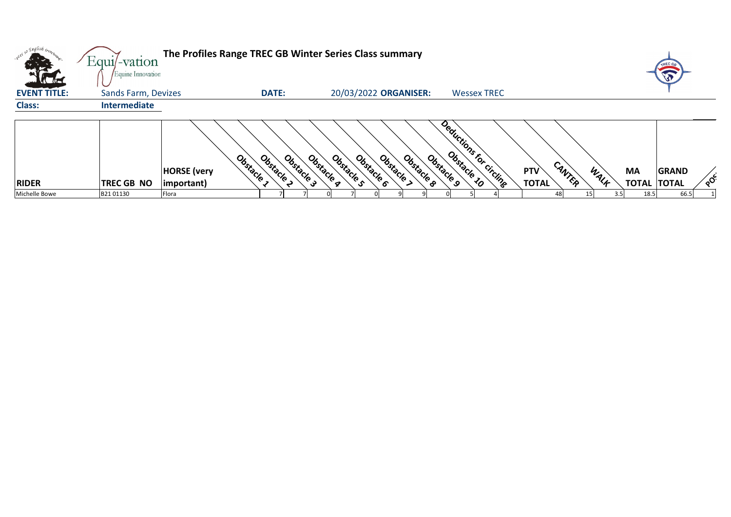# The Profiles Range TREC GB Winter Series Class summary

**EVENT TITLE:** Sands Farm, Devizes **DATE:** 20/03/2022 **ORGANISER:** Wessex TREC

**Class:** Intermediate

| RIDER | TREC GB NO | HORSE (very important) | Obstacle 1 | Obstacle 2 | Obstacle 3 | Obstacle 4 | Obstacle 5 | Obstacle 6 | Obstacle 7 | Obstacle 8 | Obstacle 9 | Obstacle 10 | Deductions for circling | PTV TOTAL | CANTER | WALK | MA TOTAL | GRAND TOTAL | POS |
|---|---|---|---|---|---|---|---|---|---|---|---|---|---|---|---|---|---|---|---|
| Michelle Bowe | B21 01130 | Flora | 7 | 7 | 0 | 7 | 0 | 9 | 9 | 0 | 5 | 4 | | 48 | 15 | 3.5 | 18.5 | 66.5 | 1 |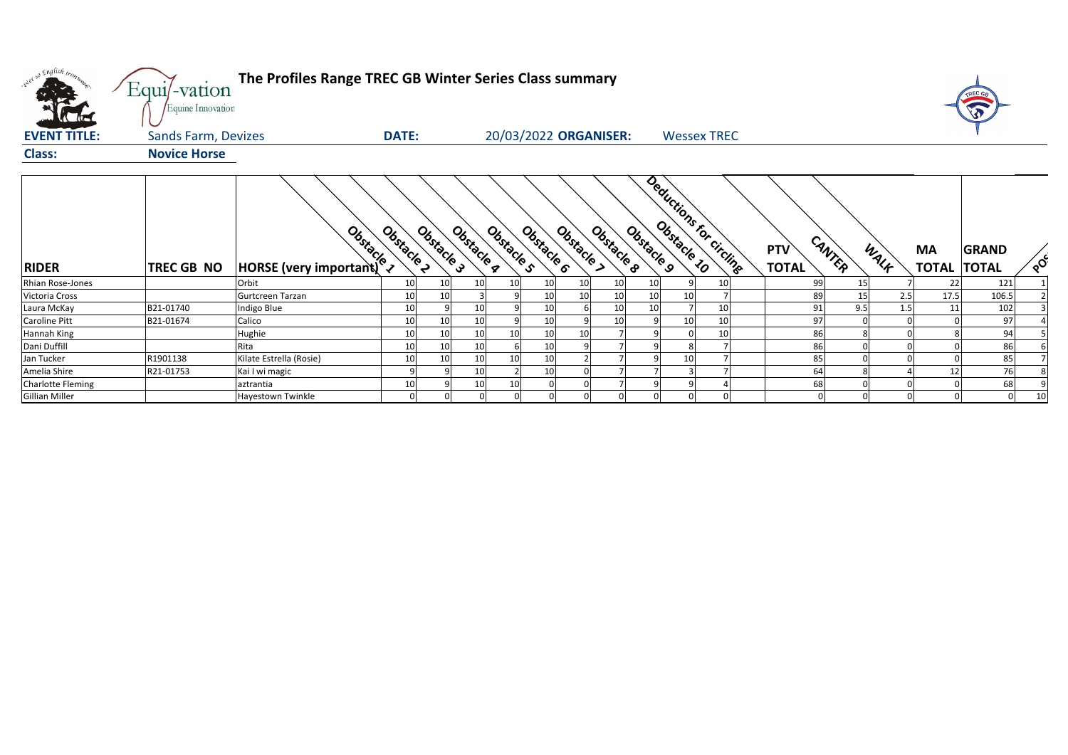# The Profiles Range TREC GB Winter Series Class summary

**EVENT TITLE:** Sands Farm, Devizes **DATE:** 20/03/2022 **ORGANISER:** Wessex TREC

**Class:** **Novice Horse**

| RIDER | TREC GB NO | HORSE (very important) | Obstacle 1 | Obstacle 2 | Obstacle 3 | Obstacle 4 | Obstacle 5 | Obstacle 6 | Obstacle 7 | Obstacle 8 | Obstacle 9 | Obstacle 10 | Deductions for circling | PTV TOTAL | CANTER | WALK | MA TOTAL | GRAND TOTAL | POS |
|---|---|---|---|---|---|---|---|---|---|---|---|---|---|---|---|---|---|---|---|
| Rhian Rose-Jones | | Orbit | 10 | 10 | 10 | 10 | 10 | 10 | 10 | 10 | 9 | 10 | | 99 | 15 | 7 | 22 | 121 | 1 |
| Victoria Cross | | Gurtcreen Tarzan | 10 | 10 | 3 | 9 | 10 | 10 | 10 | 10 | 10 | 7 | | 89 | 15 | 2.5 | 17.5 | 106.5 | 2 |
| Laura McKay | B21-01740 | Indigo Blue | 10 | 9 | 10 | 9 | 10 | 6 | 10 | 10 | 7 | 10 | | 91 | 9.5 | 1.5 | 11 | 102 | 3 |
| Caroline Pitt | B21-01674 | Calico | 10 | 10 | 10 | 9 | 10 | 9 | 10 | 9 | 10 | 10 | | 97 | 0 | 0 | 0 | 97 | 4 |
| Hannah King | | Hughie | 10 | 10 | 10 | 10 | 10 | 10 | 7 | 9 | 0 | 10 | | 86 | 8 | 0 | 8 | 94 | 5 |
| Dani Duffill | | Rita | 10 | 10 | 10 | 6 | 10 | 9 | 7 | 9 | 8 | 7 | | 86 | 0 | 0 | 0 | 86 | 6 |
| Jan Tucker | R1901138 | Kilate Estrella (Rosie) | 10 | 10 | 10 | 10 | 10 | 2 | 7 | 9 | 10 | 7 | | 85 | 0 | 0 | 0 | 85 | 7 |
| Amelia Shire | R21-01753 | Kai I wi magic | 9 | 9 | 10 | 2 | 10 | 0 | 7 | 7 | 3 | 7 | | 64 | 8 | 4 | 12 | 76 | 8 |
| Charlotte Fleming | | aztrantia | 10 | 9 | 10 | 10 | 0 | 0 | 7 | 9 | 9 | 4 | | 68 | 0 | 0 | 0 | 68 | 9 |
| Gillian Miller | | Hayestown Twinkle | 0 | 0 | 0 | 0 | 0 | 0 | 0 | 0 | 0 | 0 | | 0 | 0 | 0 | 0 | 0 | 10 |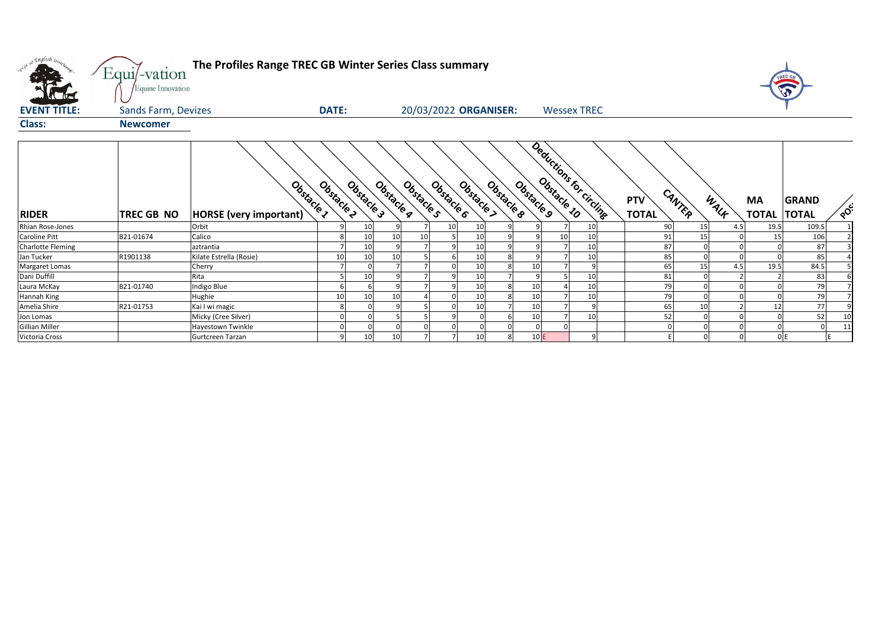# The Profiles Range TREC GB Winter Series Class summary

**EVENT TITLE:** Sands Farm, Devizes **DATE:** 20/03/2022 **ORGANISER:** Wessex TREC

**Class:** Newcomer

| RIDER | TREC GB NO | HORSE (very important) | Obstacle 1 | Obstacle 2 | Obstacle 3 | Obstacle 4 | Obstacle 5 | Obstacle 6 | Obstacle 7 | Obstacle 8 | Obstacle 9 | Obstacle 10 | Deductions for circling | PTV TOTAL | CANTER | WALK | MA TOTAL | GRAND TOTAL | POS |
|---|---|---|---|---|---|---|---|---|---|---|---|---|---|---|---|---|---|---|---|
| Rhian Rose-Jones | | Orbit | 9 | 10 | 9 | 7 | 10 | 10 | 9 | 9 | 7 | 10 | | 90 | 15 | 4.5 | 19.5 | 109.5 | 1 |
| Caroline Pitt | B21-01674 | Calico | 8 | 10 | 10 | 10 | 5 | 10 | 9 | 9 | 10 | 10 | | 91 | 15 | 0 | 15 | 106 | 2 |
| Charlotte Fleming | | aztrantia | 7 | 10 | 9 | 7 | 9 | 10 | 9 | 9 | 7 | 10 | | 87 | 0 | 0 | 0 | 87 | 3 |
| Jan Tucker | R1901138 | Kilate Estrella (Rosie) | 10 | 10 | 10 | 5 | 6 | 10 | 8 | 9 | 7 | 10 | | 85 | 0 | 0 | 0 | 85 | 4 |
| Margaret Lomas | | Cherry | 7 | 0 | 7 | 7 | 0 | 10 | 8 | 10 | 7 | 9 | | 65 | 15 | 4.5 | 19.5 | 84.5 | 5 |
| Dani Duffill | | Rita | 5 | 10 | 9 | 7 | 9 | 10 | 7 | 9 | 5 | 10 | | 81 | 0 | 2 | 2 | 83 | 6 |
| Laura McKay | B21-01740 | Indigo Blue | 6 | 6 | 9 | 7 | 9 | 10 | 8 | 10 | 4 | 10 | | 79 | 0 | 0 | 0 | 79 | 7 |
| Hannah King | | Hughie | 10 | 10 | 10 | 4 | 0 | 10 | 8 | 10 | 7 | 10 | | 79 | 0 | 0 | 0 | 79 | 7 |
| Amelia Shire | R21-01753 | Kai I wi magic | 8 | 0 | 9 | 5 | 0 | 10 | 7 | 10 | 7 | 9 | | 65 | 10 | 2 | 12 | 77 | 9 |
| Jon Lomas | | Micky (Cree Silver) | 0 | 0 | 5 | 5 | 9 | 0 | 6 | 10 | 7 | 10 | | 52 | 0 | 0 | 0 | 52 | 10 |
| Gillian Miller | | Hayestown Twinkle | 0 | 0 | 0 | 0 | 0 | 0 | 0 | 0 | 0 | | | 0 | 0 | 0 | 0 | 0 | 11 |
| Victoria Cross | | Gurtcreen Tarzan | 9 | 10 | 10 | 7 | 7 | 10 | 8 | 10 | E | 9 | | E | 0 | 0 | 0 | E | E |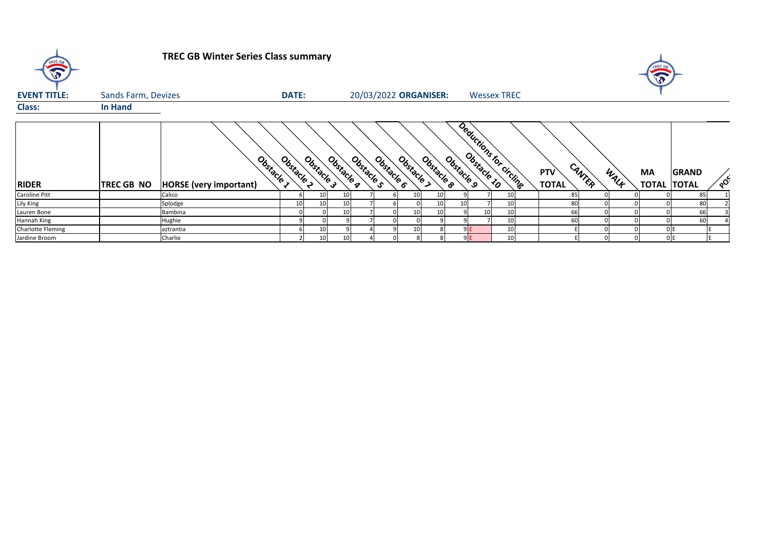# TREC GB Winter Series Class summary

**EVENT TITLE:** Sands Farm, Devizes **DATE:** 20/03/2022 **ORGANISER:** Wessex TREC

**Class:** **In Hand**

| RIDER | TREC GB NO | HORSE (very important) | Obstacle 1 | Obstacle 2 | Obstacle 3 | Obstacle 4 | Obstacle 5 | Obstacle 6 | Obstacle 7 | Obstacle 8 | Obstacle 9 | Obstacle 10 | Deductions for circling | PTV TOTAL | CANTER | WALK | MA TOTAL | GRAND TOTAL | POS |
|---|---|---|---|---|---|---|---|---|---|---|---|---|---|---|---|---|---|---|---|
| Caroline Pitt | | Calico | 6 | 10 | 10 | 7 | 6 | 10 | 10 | 9 | 7 | 10 | | 85 | 0 | 0 | 0 | 85 | 1 |
| Lily King | | Splodge | 10 | 10 | 10 | 7 | 6 | 0 | 10 | 10 | 7 | 10 | | 80 | 0 | 0 | 0 | 80 | 2 |
| Lauren Bone | | Bambina | 0 | 0 | 10 | 7 | 0 | 10 | 10 | 9 | 10 | 10 | | 66 | 0 | 0 | 0 | 66 | 3 |
| Hannah King | | Hughie | 9 | 0 | 9 | 7 | 0 | 0 | 9 | 9 | 7 | 10 | | 60 | 0 | 0 | 0 | 60 | 4 |
| Charlotte Fleming | | aztrantia | 6 | 10 | 9 | 4 | 9 | 10 | 8 | 9 | E | 10 | | E | 0 | 0 | 0 | E | E |
| Jardine Broom | | Charlie | 2 | 10 | 10 | 4 | 0 | 8 | 8 | 9 | E | 10 | | E | 0 | 0 | 0 | E | E |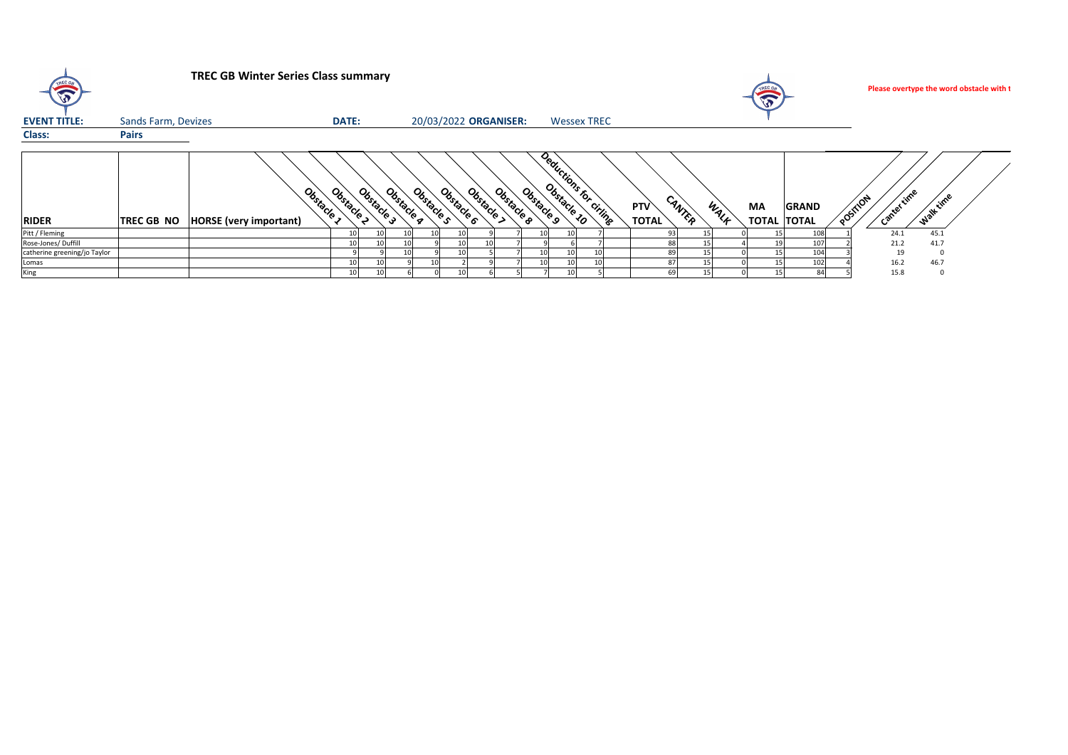# TREC GB Winter Series Class summary

Please overtype the word obstacle with t

**EVENT TITLE:** Sands Farm, Devizes **DATE:** 20/03/2022 **ORGANISER:** Wessex TREC

**Class:** Pairs

| RIDER | TREC GB NO | HORSE (very important) | Obstacle 1 | Obstacle 2 | Obstacle 3 | Obstacle 4 | Obstacle 5 | Obstacle 6 | Obstacle 7 | Obstacle 8 | Obstacle 9 | Obstacle 10 | Deductions for circling | PTV TOTAL | CANTER | WALK | MA TOTAL | GRAND TOTAL | POSITION | Canter time | Walk time |
|---|---|---|---|---|---|---|---|---|---|---|---|---|---|---|---|---|---|---|---|---|---|
| Pitt / Fleming | | | 10 | 10 | 10 | 10 | 10 | 9 | 7 | 10 | 10 | 7 | | 93 | 15 | 0 | 15 | 108 | 1 | 24.1 | 45.1 |
| Rose-Jones/ Duffill | | | 10 | 10 | 10 | 9 | 10 | 10 | 7 | 9 | 6 | 7 | | 88 | 15 | 4 | 19 | 107 | 2 | 21.2 | 41.7 |
| catherine greening/jo Taylor | | | 9 | 9 | 10 | 9 | 10 | 5 | 7 | 10 | 10 | 10 | | 89 | 15 | 0 | 15 | 104 | 3 | 19 | 0 |
| Lomas | | | 10 | 10 | 9 | 10 | 2 | 9 | 7 | 10 | 10 | 10 | | 87 | 15 | 0 | 15 | 102 | 4 | 16.2 | 46.7 |
| King | | | 10 | 10 | 6 | 0 | 10 | 6 | 5 | 7 | 10 | 5 | | 69 | 15 | 0 | 15 | 84 | 5 | 15.8 | 0 |